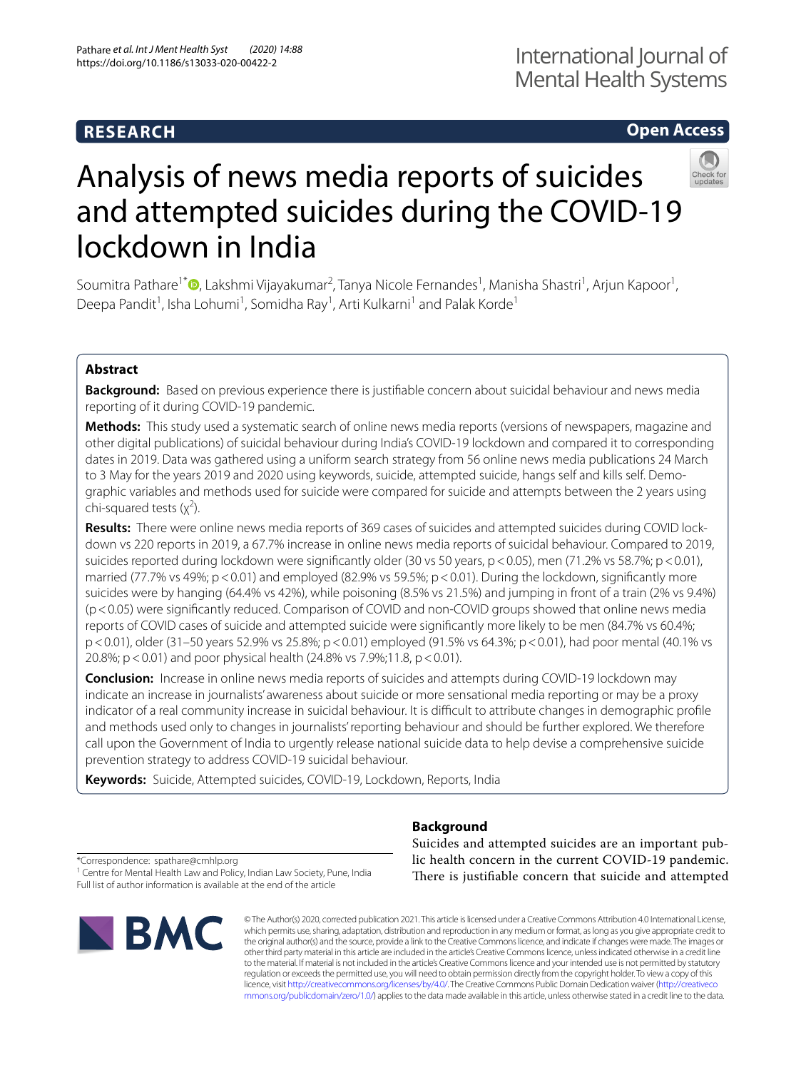RESEARCH

Open Access

# Analysis of news media reports of suicides and attempted suicides during the COVID-19 lockdown in India

Soumitra Pathare[1*], Lakshmi Vijayakumar[2], Tanya Nicole Fernandes[1], Manisha Shastri[1], Arjun Kapoor[1], Deepa Pandit[1], Isha Lohumi[1], Somidha Ray[1], Arti Kulkarni[1] and Palak Korde[1]

## Abstract

**Background:** Based on previous experience there is justifiable concern about suicidal behaviour and news media reporting of it during COVID-19 pandemic.

**Methods:** This study used a systematic search of online news media reports (versions of newspapers, magazine and other digital publications) of suicidal behaviour during India's COVID-19 lockdown and compared it to corresponding dates in 2019. Data was gathered using a uniform search strategy from 56 online news media publications 24 March to 3 May for the years 2019 and 2020 using keywords, suicide, attempted suicide, hangs self and kills self. Demographic variables and methods used for suicide were compared for suicide and attempts between the 2 years using chi-squared tests ($\chi^2$).

**Results:** There were online news media reports of 369 cases of suicides and attempted suicides during COVID lockdown vs 220 reports in 2019, a 67.7% increase in online news media reports of suicidal behaviour. Compared to 2019, suicides reported during lockdown were significantly older (30 vs 50 years, $p<0.05$), men (71.2% vs 58.7%; $p<0.01$), married (77.7% vs 49%; $p<0.01$) and employed (82.9% vs 59.5%; $p<0.01$). During the lockdown, significantly more suicides were by hanging (64.4% vs 42%), while poisoning (8.5% vs 21.5%) and jumping in front of a train (2% vs 9.4%) ($p<0.05$) were significantly reduced. Comparison of COVID and non-COVID groups showed that online news media reports of COVID cases of suicide and attempted suicide were significantly more likely to be men (84.7% vs 60.4%; $p<0.01$), older (31–50 years 52.9% vs 25.8%; $p<0.01$) employed (91.5% vs 64.3%; $p<0.01$), had poor mental (40.1% vs 20.8%; $p<0.01$) and poor physical health (24.8% vs 7.9%;11.8, $p<0.01$).

**Conclusion:** Increase in online news media reports of suicides and attempts during COVID-19 lockdown may indicate an increase in journalists' awareness about suicide or more sensational media reporting or may be a proxy indicator of a real community increase in suicidal behaviour. It is difficult to attribute changes in demographic profile and methods used only to changes in journalists' reporting behaviour and should be further explored. We therefore call upon the Government of India to urgently release national suicide data to help devise a comprehensive suicide prevention strategy to address COVID-19 suicidal behaviour.

**Keywords:** Suicide, Attempted suicides, COVID-19, Lockdown, Reports, India

## Background

Suicides and attempted suicides are an important public health concern in the current COVID-19 pandemic. There is justifiable concern that suicide and attempted

*Correspondence: spathare@cmhlp.org
[1] Centre for Mental Health Law and Policy, Indian Law Society, Pune, India
Full list of author information is available at the end of the article

© The Author(s) 2020, corrected publication 2021. This article is licensed under a Creative Commons Attribution 4.0 International License, which permits use, sharing, adaptation, distribution and reproduction in any medium or format, as long as you give appropriate credit to the original author(s) and the source, provide a link to the Creative Commons licence, and indicate if changes were made. The images or other third party material in this article are included in the article's Creative Commons licence, unless indicated otherwise in a credit line to the material. If material is not included in the article's Creative Commons licence and your intended use is not permitted by statutory regulation or exceeds the permitted use, you will need to obtain permission directly from the copyright holder. To view a copy of this licence, visit http://creativecommons.org/licenses/by/4.0/. The Creative Commons Public Domain Dedication waiver (http://creativecommons.org/publicdomain/zero/1.0/) applies to the data made available in this article, unless otherwise stated in a credit line to the data.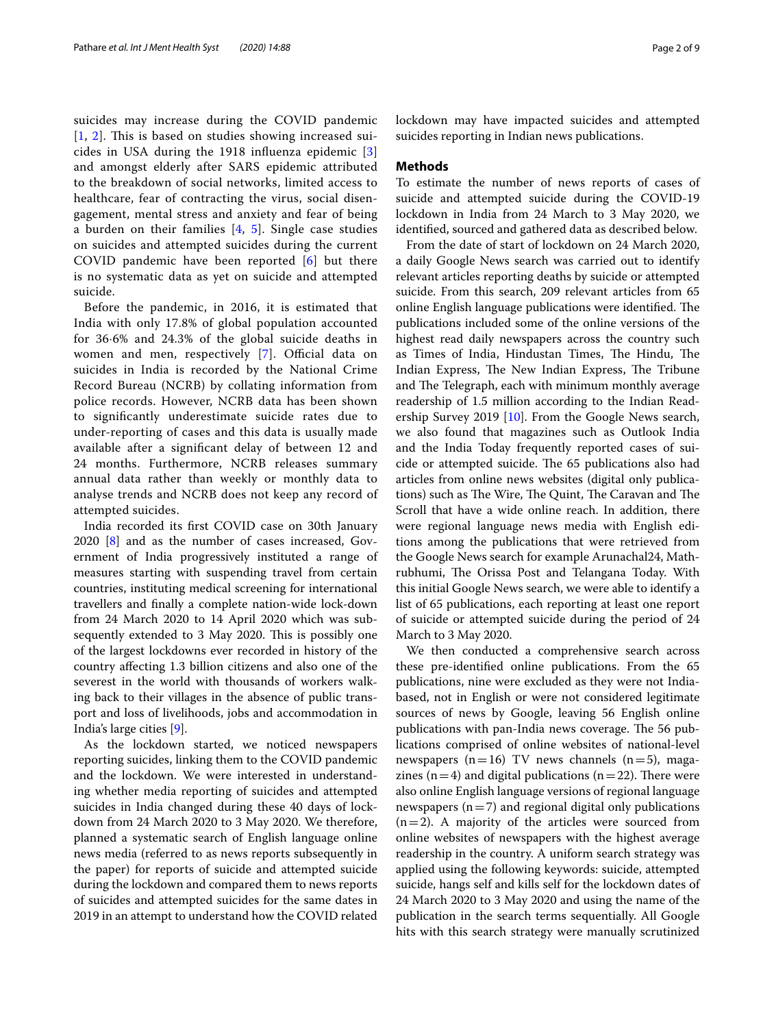suicides may increase during the COVID pandemic [1, 2]. This is based on studies showing increased suicides in USA during the 1918 influenza epidemic [3] and amongst elderly after SARS epidemic attributed to the breakdown of social networks, limited access to healthcare, fear of contracting the virus, social disengagement, mental stress and anxiety and fear of being a burden on their families [4, 5]. Single case studies on suicides and attempted suicides during the current COVID pandemic have been reported [6] but there is no systematic data as yet on suicide and attempted suicide.

Before the pandemic, in 2016, it is estimated that India with only 17.8% of global population accounted for 36·6% and 24.3% of the global suicide deaths in women and men, respectively [7]. Official data on suicides in India is recorded by the National Crime Record Bureau (NCRB) by collating information from police records. However, NCRB data has been shown to significantly underestimate suicide rates due to under-reporting of cases and this data is usually made available after a significant delay of between 12 and 24 months. Furthermore, NCRB releases summary annual data rather than weekly or monthly data to analyse trends and NCRB does not keep any record of attempted suicides.

India recorded its first COVID case on 30th January 2020 [8] and as the number of cases increased, Government of India progressively instituted a range of measures starting with suspending travel from certain countries, instituting medical screening for international travellers and finally a complete nation-wide lock-down from 24 March 2020 to 14 April 2020 which was subsequently extended to 3 May 2020. This is possibly one of the largest lockdowns ever recorded in history of the country affecting 1.3 billion citizens and also one of the severest in the world with thousands of workers walking back to their villages in the absence of public transport and loss of livelihoods, jobs and accommodation in India's large cities [9].

As the lockdown started, we noticed newspapers reporting suicides, linking them to the COVID pandemic and the lockdown. We were interested in understanding whether media reporting of suicides and attempted suicides in India changed during these 40 days of lockdown from 24 March 2020 to 3 May 2020. We therefore, planned a systematic search of English language online news media (referred to as news reports subsequently in the paper) for reports of suicide and attempted suicide during the lockdown and compared them to news reports of suicides and attempted suicides for the same dates in 2019 in an attempt to understand how the COVID related lockdown may have impacted suicides and attempted suicides reporting in Indian news publications.

## Methods

To estimate the number of news reports of cases of suicide and attempted suicide during the COVID-19 lockdown in India from 24 March to 3 May 2020, we identified, sourced and gathered data as described below.

From the date of start of lockdown on 24 March 2020, a daily Google News search was carried out to identify relevant articles reporting deaths by suicide or attempted suicide. From this search, 209 relevant articles from 65 online English language publications were identified. The publications included some of the online versions of the highest read daily newspapers across the country such as Times of India, Hindustan Times, The Hindu, The Indian Express, The New Indian Express, The Tribune and The Telegraph, each with minimum monthly average readership of 1.5 million according to the Indian Readership Survey 2019 [10]. From the Google News search, we also found that magazines such as Outlook India and the India Today frequently reported cases of suicide or attempted suicide. The 65 publications also had articles from online news websites (digital only publications) such as The Wire, The Quint, The Caravan and The Scroll that have a wide online reach. In addition, there were regional language news media with English editions among the publications that were retrieved from the Google News search for example Arunachal24, Mathrubhumi, The Orissa Post and Telangana Today. With this initial Google News search, we were able to identify a list of 65 publications, each reporting at least one report of suicide or attempted suicide during the period of 24 March to 3 May 2020.

We then conducted a comprehensive search across these pre-identified online publications. From the 65 publications, nine were excluded as they were not India-based, not in English or were not considered legitimate sources of news by Google, leaving 56 English online publications with pan-India news coverage. The 56 publications comprised of online websites of national-level newspapers (n = 16) TV news channels (n = 5), magazines (n = 4) and digital publications (n = 22). There were also online English language versions of regional language newspapers (n = 7) and regional digital only publications (n = 2). A majority of the articles were sourced from online websites of newspapers with the highest average readership in the country. A uniform search strategy was applied using the following keywords: suicide, attempted suicide, hangs self and kills self for the lockdown dates of 24 March 2020 to 3 May 2020 and using the name of the publication in the search terms sequentially. All Google hits with this search strategy were manually scrutinized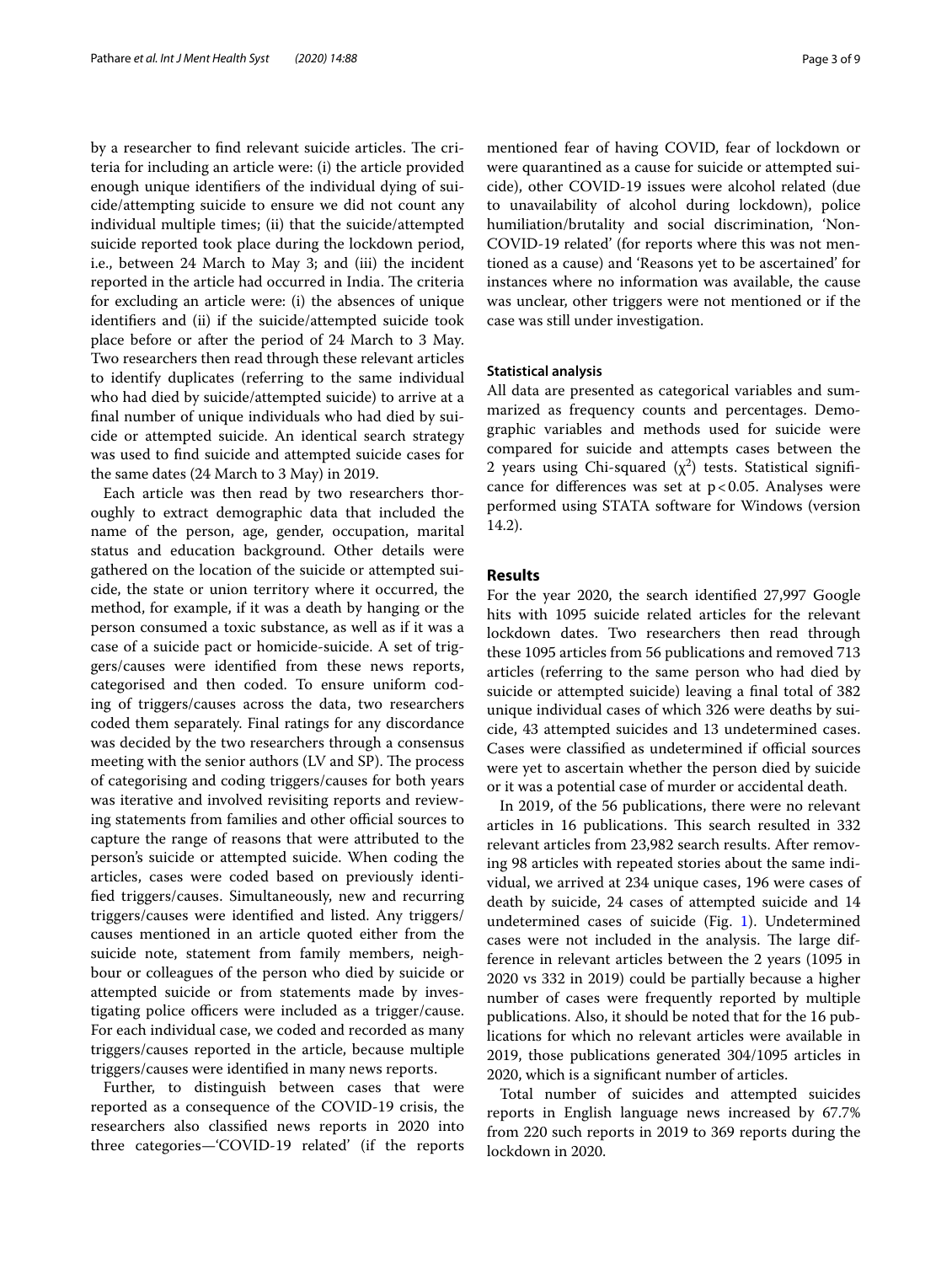by a researcher to find relevant suicide articles. The criteria for including an article were: (i) the article provided enough unique identifiers of the individual dying of suicide/attempting suicide to ensure we did not count any individual multiple times; (ii) that the suicide/attempted suicide reported took place during the lockdown period, i.e., between 24 March to May 3; and (iii) the incident reported in the article had occurred in India. The criteria for excluding an article were: (i) the absences of unique identifiers and (ii) if the suicide/attempted suicide took place before or after the period of 24 March to 3 May. Two researchers then read through these relevant articles to identify duplicates (referring to the same individual who had died by suicide/attempted suicide) to arrive at a final number of unique individuals who had died by suicide or attempted suicide. An identical search strategy was used to find suicide and attempted suicide cases for the same dates (24 March to 3 May) in 2019.

Each article was then read by two researchers thoroughly to extract demographic data that included the name of the person, age, gender, occupation, marital status and education background. Other details were gathered on the location of the suicide or attempted suicide, the state or union territory where it occurred, the method, for example, if it was a death by hanging or the person consumed a toxic substance, as well as if it was a case of a suicide pact or homicide-suicide. A set of triggers/causes were identified from these news reports, categorised and then coded. To ensure uniform coding of triggers/causes across the data, two researchers coded them separately. Final ratings for any discordance was decided by the two researchers through a consensus meeting with the senior authors (LV and SP). The process of categorising and coding triggers/causes for both years was iterative and involved revisiting reports and reviewing statements from families and other official sources to capture the range of reasons that were attributed to the person's suicide or attempted suicide. When coding the articles, cases were coded based on previously identified triggers/causes. Simultaneously, new and recurring triggers/causes were identified and listed. Any triggers/causes mentioned in an article quoted either from the suicide note, statement from family members, neighbour or colleagues of the person who died by suicide or attempted suicide or from statements made by investigating police officers were included as a trigger/cause. For each individual case, we coded and recorded as many triggers/causes reported in the article, because multiple triggers/causes were identified in many news reports.

Further, to distinguish between cases that were reported as a consequence of the COVID-19 crisis, the researchers also classified news reports in 2020 into three categories—'COVID-19 related' (if the reports mentioned fear of having COVID, fear of lockdown or were quarantined as a cause for suicide or attempted suicide), other COVID-19 issues were alcohol related (due to unavailability of alcohol during lockdown), police humiliation/brutality and social discrimination, 'Non-COVID-19 related' (for reports where this was not mentioned as a cause) and 'Reasons yet to be ascertained' for instances where no information was available, the cause was unclear, other triggers were not mentioned or if the case was still under investigation.

### Statistical analysis

All data are presented as categorical variables and summarized as frequency counts and percentages. Demographic variables and methods used for suicide were compared for suicide and attempts cases between the 2 years using Chi-squared ($\chi^2$) tests. Statistical significance for differences was set at $p < 0.05$. Analyses were performed using STATA software for Windows (version 14.2).

## Results

For the year 2020, the search identified 27,997 Google hits with 1095 suicide related articles for the relevant lockdown dates. Two researchers then read through these 1095 articles from 56 publications and removed 713 articles (referring to the same person who had died by suicide or attempted suicide) leaving a final total of 382 unique individual cases of which 326 were deaths by suicide, 43 attempted suicides and 13 undetermined cases. Cases were classified as undetermined if official sources were yet to ascertain whether the person died by suicide or it was a potential case of murder or accidental death.

In 2019, of the 56 publications, there were no relevant articles in 16 publications. This search resulted in 332 relevant articles from 23,982 search results. After removing 98 articles with repeated stories about the same individual, we arrived at 234 unique cases, 196 were cases of death by suicide, 24 cases of attempted suicide and 14 undetermined cases of suicide (Fig. 1). Undetermined cases were not included in the analysis. The large difference in relevant articles between the 2 years (1095 in 2020 vs 332 in 2019) could be partially because a higher number of cases were frequently reported by multiple publications. Also, it should be noted that for the 16 publications for which no relevant articles were available in 2019, those publications generated 304/1095 articles in 2020, which is a significant number of articles.

Total number of suicides and attempted suicides reports in English language news increased by 67.7% from 220 such reports in 2019 to 369 reports during the lockdown in 2020.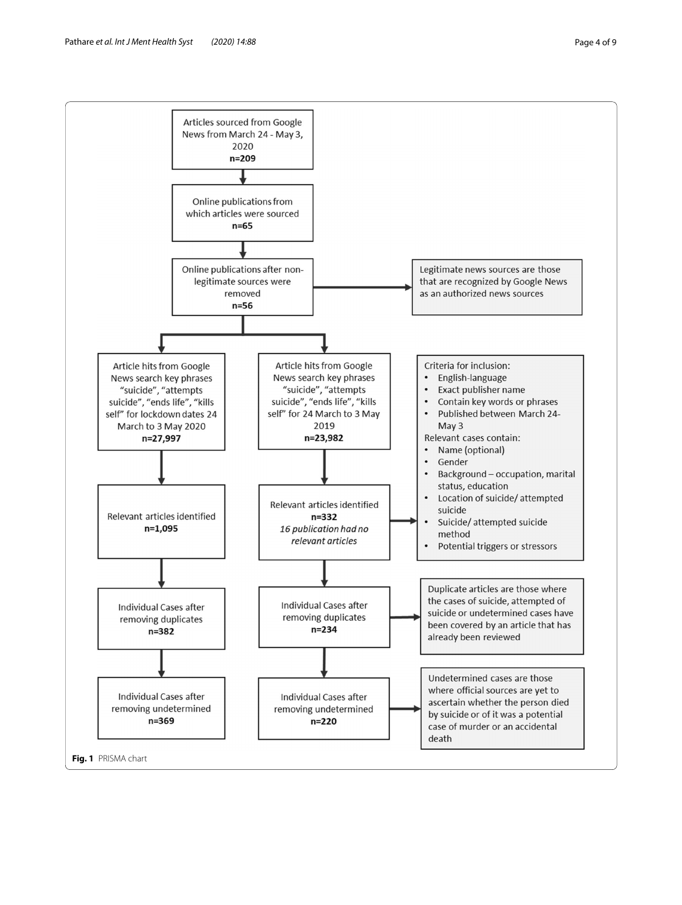Articles sourced from Google News from March 24 - May 3, 2020
**n=209**

Online publications from which articles were sourced
**n=65**

Online publications after non-legitimate sources were removed
**n=56**

Legitimate news sources are those that are recognized by Google News as an authorized news sources

Article hits from Google News search key phrases "suicide", "attempts suicide", "ends life", "kills self" for lockdown dates 24 March to 3 May 2020
**n=27,997**

Article hits from Google News search key phrases "suicide", "attempts suicide", "ends life", "kills self" for 24 March to 3 May 2019
**n=23,982**

Criteria for inclusion:

- English-language
- Exact publisher name
- Contain key words or phrases
- Published between March 24-May 3

Relevant cases contain:

- Name (optional)
- Gender
- Background – occupation, marital status, education
- Location of suicide/ attempted suicide
- Suicide/ attempted suicide method
- Potential triggers or stressors

Relevant articles identified
**n=1,095**

Relevant articles identified
**n=332**
*16 publication had no relevant articles*

Individual Cases after removing duplicates
**n=382**

Individual Cases after removing duplicates
**n=234**

Duplicate articles are those where the cases of suicide, attempted of suicide or undetermined cases have been covered by an article that has already been reviewed

Individual Cases after removing undetermined
**n=369**

Individual Cases after removing undetermined
**n=220**

Undetermined cases are those where official sources are yet to ascertain whether the person died by suicide or of it was a potential case of murder or an accidental death

**Fig. 1** PRISMA chart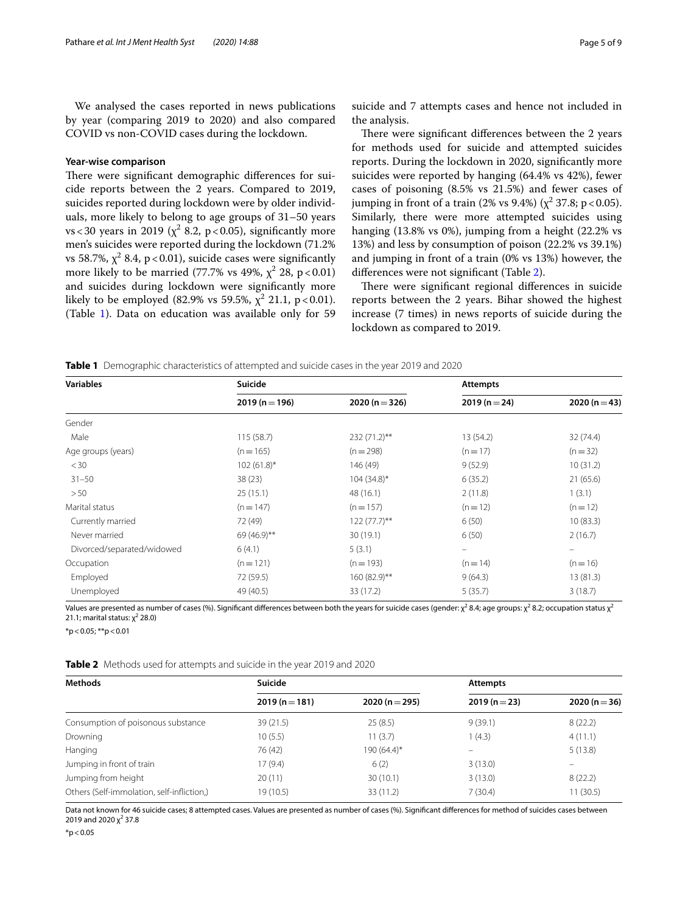We analysed the cases reported in news publications by year (comparing 2019 to 2020) and also compared COVID vs non-COVID cases during the lockdown.

### Year-wise comparison

There were significant demographic differences for suicide reports between the 2 years. Compared to 2019, suicides reported during lockdown were by older individuals, more likely to belong to age groups of 31–50 years vs < 30 years in 2019 ($\chi^2$ 8.2, $p<0.05$), significantly more men's suicides were reported during the lockdown (71.2% vs 58.7%, $\chi^2$ 8.4, $p<0.01$), suicide cases were significantly more likely to be married (77.7% vs 49%, $\chi^2$ 28, $p<0.01$) and suicides during lockdown were significantly more likely to be employed (82.9% vs 59.5%, $\chi^2$ 21.1, $p<0.01$). (Table 1). Data on education was available only for 59 suicide and 7 attempts cases and hence not included in the analysis.

There were significant differences between the 2 years for methods used for suicide and attempted suicides reports. During the lockdown in 2020, significantly more suicides were reported by hanging (64.4% vs 42%), fewer cases of poisoning (8.5% vs 21.5%) and fewer cases of jumping in front of a train (2% vs 9.4%) ($\chi^2$ 37.8; $p<0.05$). Similarly, there were more attempted suicides using hanging (13.8% vs 0%), jumping from a height (22.2% vs 13%) and less by consumption of poison (22.2% vs 39.1%) and jumping in front of a train (0% vs 13%) however, the differences were not significant (Table 2).

There were significant regional differences in suicide reports between the 2 years. Bihar showed the highest increase (7 times) in news reports of suicide during the lockdown as compared to 2019.

**Table 1** Demographic characteristics of attempted and suicide cases in the year 2019 and 2020

| Variables | Suicide | | Attempts | |
|---|---|---|---|---|
| | 2019 (n = 196) | 2020 (n = 326) | 2019 (n = 24) | 2020 (n = 43) |
| Gender | | | | |
| Male | 115 (58.7) | 232 (71.2)** | 13 (54.2) | 32 (74.4) |
| Age groups (years) | (n = 165) | (n = 298) | (n = 17) | (n = 32) |
| < 30 | 102 (61.8)* | 146 (49) | 9 (52.9) | 10 (31.2) |
| 31–50 | 38 (23) | 104 (34.8)* | 6 (35.2) | 21 (65.6) |
| > 50 | 25 (15.1) | 48 (16.1) | 2 (11.8) | 1 (3.1) |
| Marital status | (n = 147) | (n = 157) | (n = 12) | (n = 12) |
| Currently married | 72 (49) | 122 (77.7)** | 6 (50) | 10 (83.3) |
| Never married | 69 (46.9)** | 30 (19.1) | 6 (50) | 2 (16.7) |
| Divorced/separated/widowed | 6 (4.1) | 5 (3.1) | – | – |
| Occupation | (n = 121) | (n = 193) | (n = 14) | (n = 16) |
| Employed | 72 (59.5) | 160 (82.9)** | 9 (64.3) | 13 (81.3) |
| Unemployed | 49 (40.5) | 33 (17.2) | 5 (35.7) | 3 (18.7) |

Values are presented as number of cases (%). Significant differences between both the years for suicide cases (gender: $\chi^2$ 8.4; age groups: $\chi^2$ 8.2; occupation status $\chi^2$ 21.1; marital status: $\chi^2$ 28.0)

*p < 0.05; **p < 0.01

**Table 2** Methods used for attempts and suicide in the year 2019 and 2020

| Methods | Suicide | | Attempts | |
|---|---|---|---|---|
| | 2019 (n = 181) | 2020 (n = 295) | 2019 (n = 23) | 2020 (n = 36) |
| Consumption of poisonous substance | 39 (21.5) | 25 (8.5) | 9 (39.1) | 8 (22.2) |
| Drowning | 10 (5.5) | 11 (3.7) | 1 (4.3) | 4 (11.1) |
| Hanging | 76 (42) | 190 (64.4)* | – | 5 (13.8) |
| Jumping in front of train | 17 (9.4) | 6 (2) | 3 (13.0) | – |
| Jumping from height | 20 (11) | 30 (10.1) | 3 (13.0) | 8 (22.2) |
| Others (Self-immolation, self-infliction,) | 19 (10.5) | 33 (11.2) | 7 (30.4) | 11 (30.5) |

Data not known for 46 suicide cases; 8 attempted cases. Values are presented as number of cases (%). Significant differences for method of suicides cases between 2019 and 2020 $\chi^2$ 37.8

*p < 0.05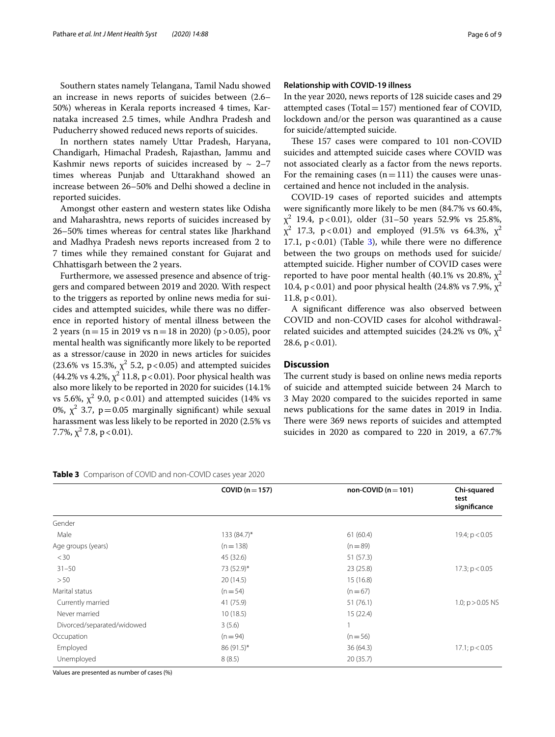Southern states namely Telangana, Tamil Nadu showed an increase in news reports of suicides between (2.6–50%) whereas in Kerala reports increased 4 times, Karnataka increased 2.5 times, while Andhra Pradesh and Puducherry showed reduced news reports of suicides.

In northern states namely Uttar Pradesh, Haryana, Chandigarh, Himachal Pradesh, Rajasthan, Jammu and Kashmir news reports of suicides increased by ~ 2–7 times whereas Punjab and Uttarakhand showed an increase between 26–50% and Delhi showed a decline in reported suicides.

Amongst other eastern and western states like Odisha and Maharashtra, news reports of suicides increased by 26–50% times whereas for central states like Jharkhand and Madhya Pradesh news reports increased from 2 to 7 times while they remained constant for Gujarat and Chhattisgarh between the 2 years.

Furthermore, we assessed presence and absence of triggers and compared between 2019 and 2020. With respect to the triggers as reported by online news media for suicides and attempted suicides, while there was no difference in reported history of mental illness between the 2 years (n = 15 in 2019 vs n = 18 in 2020) ($p > 0.05$), poor mental health was significantly more likely to be reported as a stressor/cause in 2020 in news articles for suicides (23.6% vs 15.3%, $\chi^2$ 5.2, $p < 0.05$) and attempted suicides (44.2% vs 4.2%, $\chi^2$ 11.8, $p < 0.01$). Poor physical health was also more likely to be reported in 2020 for suicides (14.1% vs 5.6%, $\chi^2$ 9.0, $p < 0.01$) and attempted suicides (14% vs 0%, $\chi^2$ 3.7, $p = 0.05$ marginally significant) while sexual harassment was less likely to be reported in 2020 (2.5% vs 7.7%, $\chi^2$ 7.8, $p < 0.01$).

### Relationship with COVID-19 illness

In the year 2020, news reports of 128 suicide cases and 29 attempted cases (Total = 157) mentioned fear of COVID, lockdown and/or the person was quarantined as a cause for suicide/attempted suicide.

These 157 cases were compared to 101 non-COVID suicides and attempted suicide cases where COVID was not associated clearly as a factor from the news reports. For the remaining cases (n = 111) the causes were unascertained and hence not included in the analysis.

COVID-19 cases of reported suicides and attempts were significantly more likely to be men (84.7% vs 60.4%, $\chi^2$ 19.4, $p < 0.01$), older (31–50 years 52.9% vs 25.8%, $\chi^2$ 17.3, $p < 0.01$) and employed (91.5% vs 64.3%, $\chi^2$ 17.1, $p < 0.01$) (Table 3), while there were no difference between the two groups on methods used for suicide/attempted suicide. Higher number of COVID cases were reported to have poor mental health (40.1% vs 20.8%, $\chi^2$ 10.4, $p < 0.01$) and poor physical health (24.8% vs 7.9%, $\chi^2$ 11.8, $p < 0.01$).

A significant difference was also observed between COVID and non-COVID cases for alcohol withdrawal-related suicides and attempted suicides (24.2% vs 0%, $\chi^2$ 28.6, $p < 0.01$).

## Discussion

The current study is based on online news media reports of suicide and attempted suicide between 24 March to 3 May 2020 compared to the suicides reported in same news publications for the same dates in 2019 in India. There were 369 news reports of suicides and attempted suicides in 2020 as compared to 220 in 2019, a 67.7%

**Table 3** Comparison of COVID and non-COVID cases year 2020

| | COVID (n = 157) | non-COVID (n = 101) | Chi-squared test significance |
|---|---|---|---|
| Gender | | | |
| Male | 133 (84.7)* | 61 (60.4) | 19.4; $p < 0.05$ |
| Age groups (years) | (n = 138) | (n = 89) | |
| < 30 | 45 (32.6) | 51 (57.3) | |
| 31–50 | 73 (52.9)* | 23 (25.8) | 17.3; $p < 0.05$ |
| > 50 | 20 (14.5) | 15 (16.8) | |
| Marital status | (n = 54) | (n = 67) | |
| Currently married | 41 (75.9) | 51 (76.1) | 1.0; $p > 0.05$ NS |
| Never married | 10 (18.5) | 15 (22.4) | |
| Divorced/separated/widowed | 3 (5.6) | 1 | |
| Occupation | (n = 94) | (n = 56) | |
| Employed | 86 (91.5)* | 36 (64.3) | 17.1; $p < 0.05$ |
| Unemployed | 8 (8.5) | 20 (35.7) | |

Values are presented as number of cases (%)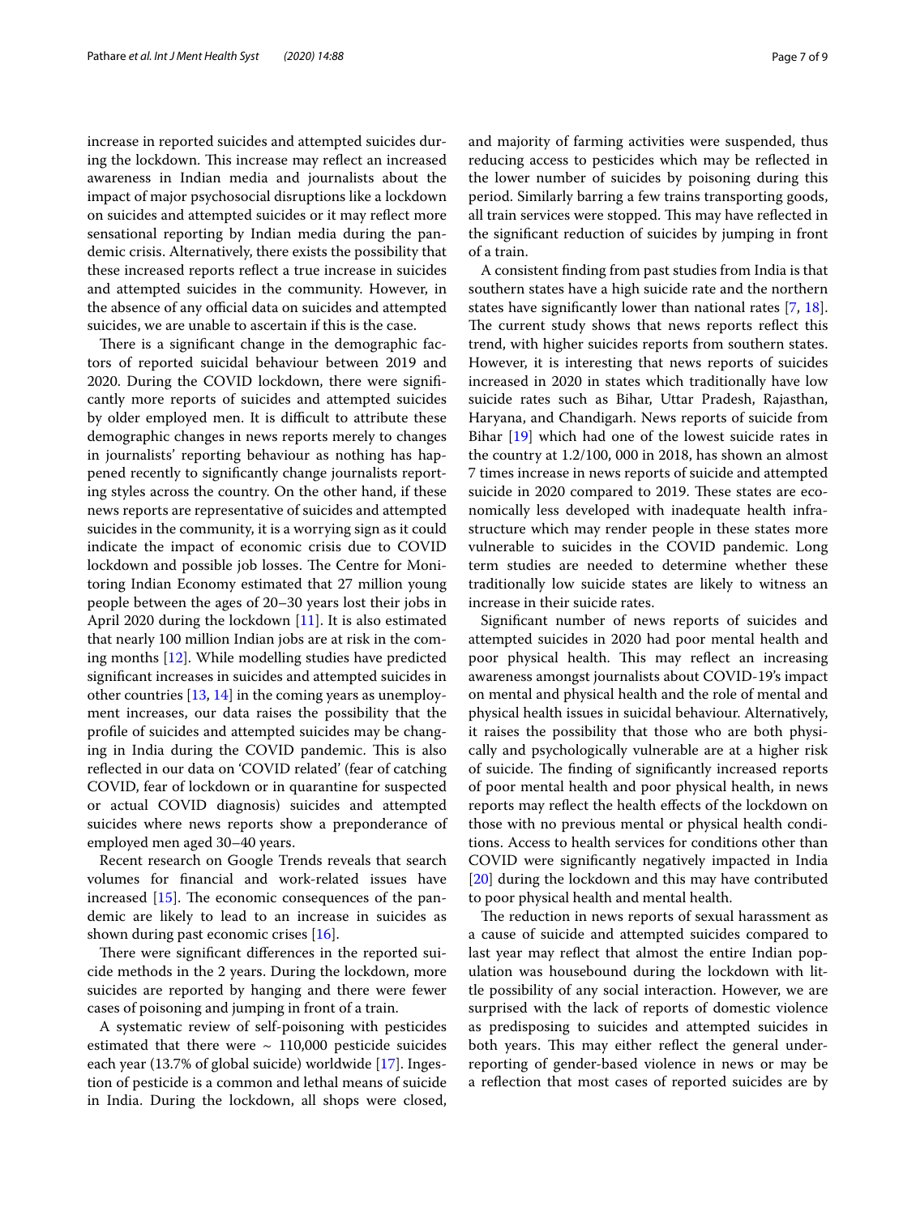increase in reported suicides and attempted suicides during the lockdown. This increase may reflect an increased awareness in Indian media and journalists about the impact of major psychosocial disruptions like a lockdown on suicides and attempted suicides or it may reflect more sensational reporting by Indian media during the pandemic crisis. Alternatively, there exists the possibility that these increased reports reflect a true increase in suicides and attempted suicides in the community. However, in the absence of any official data on suicides and attempted suicides, we are unable to ascertain if this is the case.

There is a significant change in the demographic factors of reported suicidal behaviour between 2019 and 2020. During the COVID lockdown, there were significantly more reports of suicides and attempted suicides by older employed men. It is difficult to attribute these demographic changes in news reports merely to changes in journalists' reporting behaviour as nothing has happened recently to significantly change journalists reporting styles across the country. On the other hand, if these news reports are representative of suicides and attempted suicides in the community, it is a worrying sign as it could indicate the impact of economic crisis due to COVID lockdown and possible job losses. The Centre for Monitoring Indian Economy estimated that 27 million young people between the ages of 20–30 years lost their jobs in April 2020 during the lockdown [11]. It is also estimated that nearly 100 million Indian jobs are at risk in the coming months [12]. While modelling studies have predicted significant increases in suicides and attempted suicides in other countries [13, 14] in the coming years as unemployment increases, our data raises the possibility that the profile of suicides and attempted suicides may be changing in India during the COVID pandemic. This is also reflected in our data on 'COVID related' (fear of catching COVID, fear of lockdown or in quarantine for suspected or actual COVID diagnosis) suicides and attempted suicides where news reports show a preponderance of employed men aged 30–40 years.

Recent research on Google Trends reveals that search volumes for financial and work-related issues have increased [15]. The economic consequences of the pandemic are likely to lead to an increase in suicides as shown during past economic crises [16].

There were significant differences in the reported suicide methods in the 2 years. During the lockdown, more suicides are reported by hanging and there were fewer cases of poisoning and jumping in front of a train.

A systematic review of self-poisoning with pesticides estimated that there were ~ 110,000 pesticide suicides each year (13.7% of global suicide) worldwide [17]. Ingestion of pesticide is a common and lethal means of suicide in India. During the lockdown, all shops were closed, and majority of farming activities were suspended, thus reducing access to pesticides which may be reflected in the lower number of suicides by poisoning during this period. Similarly barring a few trains transporting goods, all train services were stopped. This may have reflected in the significant reduction of suicides by jumping in front of a train.

A consistent finding from past studies from India is that southern states have a high suicide rate and the northern states have significantly lower than national rates [7, 18]. The current study shows that news reports reflect this trend, with higher suicides reports from southern states. However, it is interesting that news reports of suicides increased in 2020 in states which traditionally have low suicide rates such as Bihar, Uttar Pradesh, Rajasthan, Haryana, and Chandigarh. News reports of suicide from Bihar [19] which had one of the lowest suicide rates in the country at 1.2/100, 000 in 2018, has shown an almost 7 times increase in news reports of suicide and attempted suicide in 2020 compared to 2019. These states are economically less developed with inadequate health infrastructure which may render people in these states more vulnerable to suicides in the COVID pandemic. Long term studies are needed to determine whether these traditionally low suicide states are likely to witness an increase in their suicide rates.

Significant number of news reports of suicides and attempted suicides in 2020 had poor mental health and poor physical health. This may reflect an increasing awareness amongst journalists about COVID-19's impact on mental and physical health and the role of mental and physical health issues in suicidal behaviour. Alternatively, it raises the possibility that those who are both physically and psychologically vulnerable are at a higher risk of suicide. The finding of significantly increased reports of poor mental health and poor physical health, in news reports may reflect the health effects of the lockdown on those with no previous mental or physical health conditions. Access to health services for conditions other than COVID were significantly negatively impacted in India [20] during the lockdown and this may have contributed to poor physical health and mental health.

The reduction in news reports of sexual harassment as a cause of suicide and attempted suicides compared to last year may reflect that almost the entire Indian population was housebound during the lockdown with little possibility of any social interaction. However, we are surprised with the lack of reports of domestic violence as predisposing to suicides and attempted suicides in both years. This may either reflect the general underreporting of gender-based violence in news or may be a reflection that most cases of reported suicides are by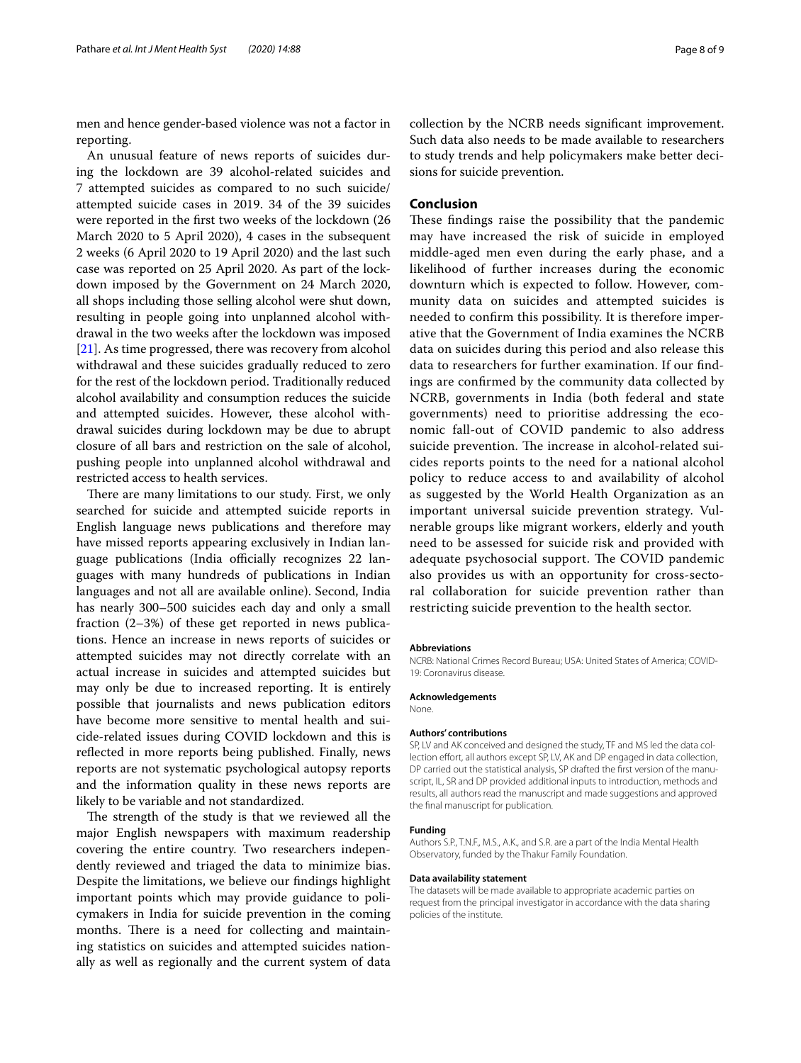men and hence gender-based violence was not a factor in reporting.

An unusual feature of news reports of suicides during the lockdown are 39 alcohol-related suicides and 7 attempted suicides as compared to no such suicide/attempted suicide cases in 2019. 34 of the 39 suicides were reported in the first two weeks of the lockdown (26 March 2020 to 5 April 2020), 4 cases in the subsequent 2 weeks (6 April 2020 to 19 April 2020) and the last such case was reported on 25 April 2020. As part of the lockdown imposed by the Government on 24 March 2020, all shops including those selling alcohol were shut down, resulting in people going into unplanned alcohol withdrawal in the two weeks after the lockdown was imposed [21]. As time progressed, there was recovery from alcohol withdrawal and these suicides gradually reduced to zero for the rest of the lockdown period. Traditionally reduced alcohol availability and consumption reduces the suicide and attempted suicides. However, these alcohol withdrawal suicides during lockdown may be due to abrupt closure of all bars and restriction on the sale of alcohol, pushing people into unplanned alcohol withdrawal and restricted access to health services.

There are many limitations to our study. First, we only searched for suicide and attempted suicide reports in English language news publications and therefore may have missed reports appearing exclusively in Indian language publications (India officially recognizes 22 languages with many hundreds of publications in Indian languages and not all are available online). Second, India has nearly 300–500 suicides each day and only a small fraction (2–3%) of these get reported in news publications. Hence an increase in news reports of suicides or attempted suicides may not directly correlate with an actual increase in suicides and attempted suicides but may only be due to increased reporting. It is entirely possible that journalists and news publication editors have become more sensitive to mental health and suicide-related issues during COVID lockdown and this is reflected in more reports being published. Finally, news reports are not systematic psychological autopsy reports and the information quality in these news reports are likely to be variable and not standardized.

The strength of the study is that we reviewed all the major English newspapers with maximum readership covering the entire country. Two researchers independently reviewed and triaged the data to minimize bias. Despite the limitations, we believe our findings highlight important points which may provide guidance to policymakers in India for suicide prevention in the coming months. There is a need for collecting and maintaining statistics on suicides and attempted suicides nationally as well as regionally and the current system of data collection by the NCRB needs significant improvement. Such data also needs to be made available to researchers to study trends and help policymakers make better decisions for suicide prevention.

## Conclusion

These findings raise the possibility that the pandemic may have increased the risk of suicide in employed middle-aged men even during the early phase, and a likelihood of further increases during the economic downturn which is expected to follow. However, community data on suicides and attempted suicides is needed to confirm this possibility. It is therefore imperative that the Government of India examines the NCRB data on suicides during this period and also release this data to researchers for further examination. If our findings are confirmed by the community data collected by NCRB, governments in India (both federal and state governments) need to prioritise addressing the economic fall-out of COVID pandemic to also address suicide prevention. The increase in alcohol-related suicides reports points to the need for a national alcohol policy to reduce access to and availability of alcohol as suggested by the World Health Organization as an important universal suicide prevention strategy. Vulnerable groups like migrant workers, elderly and youth need to be assessed for suicide risk and provided with adequate psychosocial support. The COVID pandemic also provides us with an opportunity for cross-sectoral collaboration for suicide prevention rather than restricting suicide prevention to the health sector.

#### Abbreviations

NCRB: National Crimes Record Bureau; USA: United States of America; COVID-19: Coronavirus disease.

#### Acknowledgements

None.

#### Authors' contributions

SP, LV and AK conceived and designed the study, TF and MS led the data collection effort, all authors except SP, LV, AK and DP engaged in data collection, DP carried out the statistical analysis, SP drafted the first version of the manuscript, IL, SR and DP provided additional inputs to introduction, methods and results, all authors read the manuscript and made suggestions and approved the final manuscript for publication.

#### Funding

Authors S.P., T.N.F., M.S., A.K., and S.R. are a part of the India Mental Health Observatory, funded by the Thakur Family Foundation.

#### Data availability statement

The datasets will be made available to appropriate academic parties on request from the principal investigator in accordance with the data sharing policies of the institute.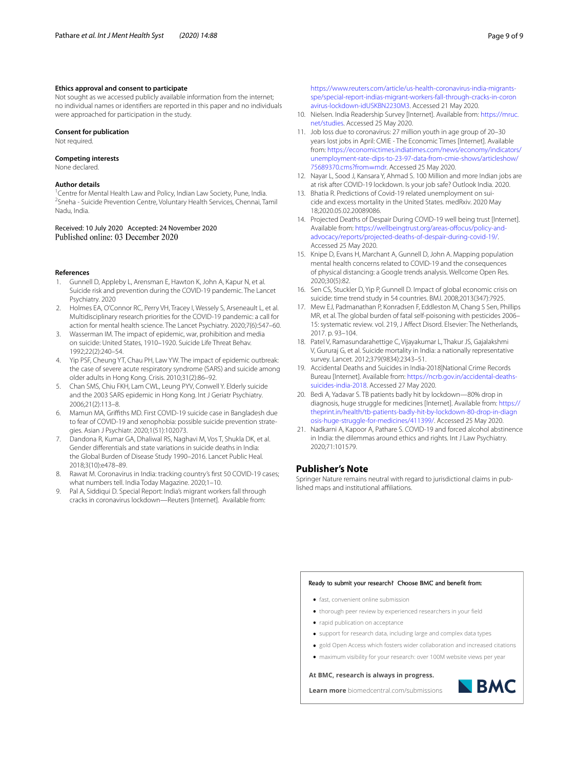### Ethics approval and consent to participate

Not sought as we accessed publicly available information from the internet; no individual names or identifiers are reported in this paper and no individuals were approached for participation in the study.

### Consent for publication

Not required.

### Competing interests

None declared.

### Author details

[1] Centre for Mental Health Law and Policy, Indian Law Society, Pune, India. [2] Sneha - Suicide Prevention Centre, Voluntary Health Services, Chennai, Tamil Nadu, India.

Received: 10 July 2020 Accepted: 24 November 2020
Published online: 03 December 2020

### References

1. Gunnell D, Appleby L, Arensman E, Hawton K, John A, Kapur N, et al. Suicide risk and prevention during the COVID-19 pandemic. The Lancet Psychiatry. 2020
2. Holmes EA, O'Connor RC, Perry VH, Tracey I, Wessely S, Arseneault L, et al. Multidisciplinary research priorities for the COVID-19 pandemic: a call for action for mental health science. The Lancet Psychiatry. 2020;7(6):547–60.
3. Wasserman IM. The impact of epidemic, war, prohibition and media on suicide: United States, 1910–1920. Suicide Life Threat Behav. 1992;22(2):240–54.
4. Yip PSF, Cheung YT, Chau PH, Law YW. The impact of epidemic outbreak: the case of severe acute respiratory syndrome (SARS) and suicide among older adults in Hong Kong. Crisis. 2010;31(2):86–92.
5. Chan SMS, Chiu FKH, Lam CWL, Leung PYV, Conwell Y. Elderly suicide and the 2003 SARS epidemic in Hong Kong. Int J Geriatr Psychiatry. 2006;21(2):113–8.
6. Mamun MA, Griffiths MD. First COVID-19 suicide case in Bangladesh due to fear of COVID-19 and xenophobia: possible suicide prevention strategies. Asian J Psychiatr. 2020;1(51):102073.
7. Dandona R, Kumar GA, Dhaliwal RS, Naghavi M, Vos T, Shukla DK, et al. Gender differentials and state variations in suicide deaths in India: the Global Burden of Disease Study 1990–2016. Lancet Public Heal. 2018;3(10):e478–89.
8. Rawat M. Coronavirus in India: tracking country's first 50 COVID-19 cases; what numbers tell. India Today Magazine. 2020;1–10.
9. Pal A, Siddiqui D. Special Report: India's migrant workers fall through cracks in coronavirus lockdown—Reuters [Internet]. Available from: https://www.reuters.com/article/us-health-coronavirus-india-migrants-spe/special-report-indias-migrant-workers-fall-through-cracks-in-coronavirus-lockdown-idUSKBN2230M3. Accessed 21 May 2020.
10. Nielsen. India Readership Survey [Internet]. Available from: https://mruc.net/studies. Accessed 25 May 2020.
11. Job loss due to coronavirus: 27 million youth in age group of 20–30 years lost jobs in April: CMIE - The Economic Times [Internet]. Available from: https://economictimes.indiatimes.com/news/economy/indicators/unemployment-rate-dips-to-23-97-data-from-cmie-shows/articleshow/75689370.cms?from=mdr. Accessed 25 May 2020.
12. Nayar L, Sood J, Kansara Y, Ahmad S. 100 Million and more Indian jobs are at risk after COVID-19 lockdown. Is your job safe? Outlook India. 2020.
13. Bhatia R. Predictions of Covid-19 related unemployment on suicide and excess mortality in the United States. medRxiv. 2020 May 18;2020.05.02.20089086.
14. Projected Deaths of Despair During COVID-19 well being trust [Internet]. Available from: https://wellbeingtrust.org/areas-offocus/policy-and-advocacy/reports/projected-deaths-of-despair-during-covid-19/. Accessed 25 May 2020.
15. Knipe D, Evans H, Marchant A, Gunnell D, John A. Mapping population mental health concerns related to COVID-19 and the consequences of physical distancing: a Google trends analysis. Wellcome Open Res. 2020;30(5):82.
16. Sen CS, Stuckler D, Yip P, Gunnell D. Impact of global economic crisis on suicide: time trend study in 54 countries. BMJ. 2008;2013(347):7925.
17. Mew EJ, Padmanathan P, Konradsen F, Eddleston M, Chang S Sen, Phillips MR, et al. The global burden of fatal self-poisoning with pesticides 2006–15: systematic review. vol. 219, J Affect Disord. Elsevier: The Netherlands, 2017. p. 93–104.
18. Patel V, Ramasundarahettige C, Vijayakumar L, Thakur JS, Gajalakshmi V, Gururaj G, et al. Suicide mortality in India: a nationally representative survey. Lancet. 2012;379(9834):2343–51.
19. Accidental Deaths and Suicides in India-2018|National Crime Records Bureau [Internet]. Available from: https://ncrb.gov.in/accidental-deaths-suicides-india-2018. Accessed 27 May 2020.
20. Bedi A, Yadavar S. TB patients badly hit by lockdown—80% drop in diagnosis, huge struggle for medicines [Internet]. Available from: https://theprint.in/health/tb-patients-badly-hit-by-lockdown-80-drop-in-diagnosis-huge-struggle-for-medicines/411399/. Accessed 25 May 2020.
21. Nadkarni A, Kapoor A, Pathare S. COVID-19 and forced alcohol abstinence in India: the dilemmas around ethics and rights. Int J Law Psychiatry. 2020;71:101579.

## Publisher's Note

Springer Nature remains neutral with regard to jurisdictional claims in published maps and institutional affiliations.

Ready to submit your research? Choose BMC and benefit from:

- fast, convenient online submission
- thorough peer review by experienced researchers in your field
- rapid publication on acceptance
- support for research data, including large and complex data types
- gold Open Access which fosters wider collaboration and increased citations
- maximum visibility for your research: over 100M website views per year

**At BMC, research is always in progress.**

**Learn more** biomedcentral.com/submissions

BMC